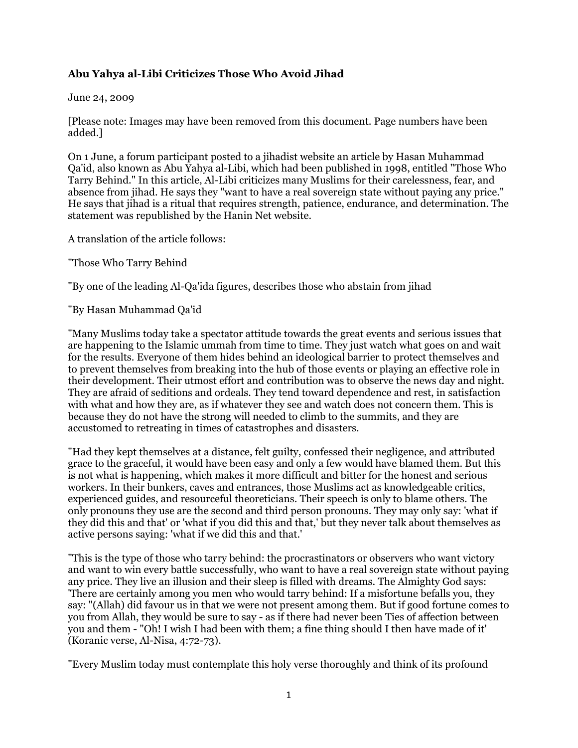**Abu Yahya al-Libi Criticizes Those Who Avoid Jihad**

June 24, 2009

[Please note: Images may have been removed from this document. Page numbers have been added.]

On 1 June, a forum participant posted to a jihadist website an article by Hasan Muhammad Qa'id, also known as Abu Yahya al-Libi, which had been published in 1998, entitled "Those Who Tarry Behind." In this article, Al-Libi criticizes many Muslims for their carelessness, fear, and absence from jihad. He says they "want to have a real sovereign state without paying any price." He says that jihad is a ritual that requires strength, patience, endurance, and determination. The statement was republished by the Hanin Net website.

A translation of the article follows:

"Those Who Tarry Behind

"By one of the leading Al-Qa'ida figures, describes those who abstain from jihad

"By Hasan Muhammad Qa'id

"Many Muslims today take a spectator attitude towards the great events and serious issues that are happening to the Islamic ummah from time to time. They just watch what goes on and wait for the results. Everyone of them hides behind an ideological barrier to protect themselves and to prevent themselves from breaking into the hub of those events or playing an effective role in their development. Their utmost effort and contribution was to observe the news day and night. They are afraid of seditions and ordeals. They tend toward dependence and rest, in satisfaction with what and how they are, as if whatever they see and watch does not concern them. This is because they do not have the strong will needed to climb to the summits, and they are accustomed to retreating in times of catastrophes and disasters.

"Had they kept themselves at a distance, felt guilty, confessed their negligence, and attributed grace to the graceful, it would have been easy and only a few would have blamed them. But this is not what is happening, which makes it more difficult and bitter for the honest and serious workers. In their bunkers, caves and entrances, those Muslims act as knowledgeable critics, experienced guides, and resourceful theoreticians. Their speech is only to blame others. The only pronouns they use are the second and third person pronouns. They may only say: 'what if they did this and that' or 'what if you did this and that,' but they never talk about themselves as active persons saying: 'what if we did this and that.'

"This is the type of those who tarry behind: the procrastinators or observers who want victory and want to win every battle successfully, who want to have a real sovereign state without paying any price. They live an illusion and their sleep is filled with dreams. The Almighty God says: 'There are certainly among you men who would tarry behind: If a misfortune befalls you, they say: "(Allah) did favour us in that we were not present among them. But if good fortune comes to you from Allah, they would be sure to say - as if there had never been Ties of affection between you and them - "Oh! I wish I had been with them; a fine thing should I then have made of it' (Koranic verse, Al-Nisa, 4:72-73).

"Every Muslim today must contemplate this holy verse thoroughly and think of its profound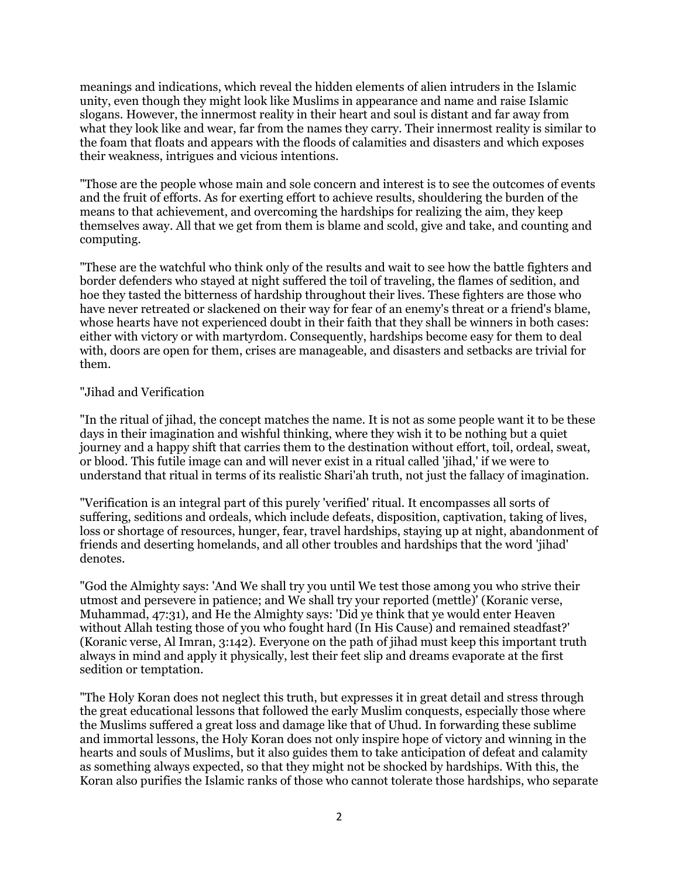meanings and indications, which reveal the hidden elements of alien intruders in the Islamic unity, even though they might look like Muslims in appearance and name and raise Islamic slogans. However, the innermost reality in their heart and soul is distant and far away from what they look like and wear, far from the names they carry. Their innermost reality is similar to the foam that floats and appears with the floods of calamities and disasters and which exposes their weakness, intrigues and vicious intentions.

"Those are the people whose main and sole concern and interest is to see the outcomes of events and the fruit of efforts. As for exerting effort to achieve results, shouldering the burden of the means to that achievement, and overcoming the hardships for realizing the aim, they keep themselves away. All that we get from them is blame and scold, give and take, and counting and computing.

"These are the watchful who think only of the results and wait to see how the battle fighters and border defenders who stayed at night suffered the toil of traveling, the flames of sedition, and hoe they tasted the bitterness of hardship throughout their lives. These fighters are those who have never retreated or slackened on their way for fear of an enemy's threat or a friend's blame, whose hearts have not experienced doubt in their faith that they shall be winners in both cases: either with victory or with martyrdom. Consequently, hardships become easy for them to deal with, doors are open for them, crises are manageable, and disasters and setbacks are trivial for them.

"Jihad and Verification

"In the ritual of jihad, the concept matches the name. It is not as some people want it to be these days in their imagination and wishful thinking, where they wish it to be nothing but a quiet journey and a happy shift that carries them to the destination without effort, toil, ordeal, sweat, or blood. This futile image can and will never exist in a ritual called 'jihad,' if we were to understand that ritual in terms of its realistic Shari'ah truth, not just the fallacy of imagination.

"Verification is an integral part of this purely 'verified' ritual. It encompasses all sorts of suffering, seditions and ordeals, which include defeats, disposition, captivation, taking of lives, loss or shortage of resources, hunger, fear, travel hardships, staying up at night, abandonment of friends and deserting homelands, and all other troubles and hardships that the word 'jihad' denotes.

"God the Almighty says: 'And We shall try you until We test those among you who strive their utmost and persevere in patience; and We shall try your reported (mettle)' (Koranic verse, Muhammad, 47:31), and He the Almighty says: 'Did ye think that ye would enter Heaven without Allah testing those of you who fought hard (In His Cause) and remained steadfast?' (Koranic verse, Al Imran, 3:142). Everyone on the path of jihad must keep this important truth always in mind and apply it physically, lest their feet slip and dreams evaporate at the first sedition or temptation.

"The Holy Koran does not neglect this truth, but expresses it in great detail and stress through the great educational lessons that followed the early Muslim conquests, especially those where the Muslims suffered a great loss and damage like that of Uhud. In forwarding these sublime and immortal lessons, the Holy Koran does not only inspire hope of victory and winning in the hearts and souls of Muslims, but it also guides them to take anticipation of defeat and calamity as something always expected, so that they might not be shocked by hardships. With this, the Koran also purifies the Islamic ranks of those who cannot tolerate those hardships, who separate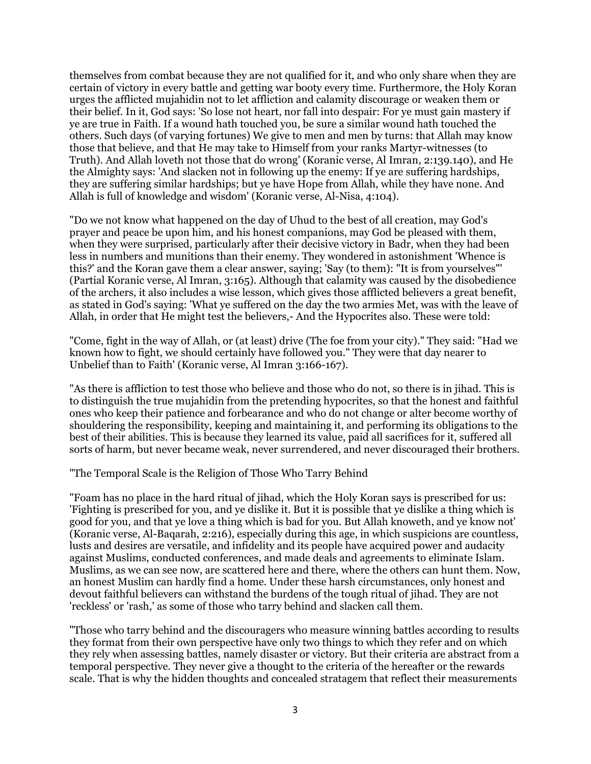themselves from combat because they are not qualified for it, and who only share when they are certain of victory in every battle and getting war booty every time. Furthermore, the Holy Koran urges the afflicted mujahidin not to let affliction and calamity discourage or weaken them or their belief. In it, God says: 'So lose not heart, nor fall into despair: For ye must gain mastery if ye are true in Faith. If a wound hath touched you, be sure a similar wound hath touched the others. Such days (of varying fortunes) We give to men and men by turns: that Allah may know those that believe, and that He may take to Himself from your ranks Martyr-witnesses (to Truth). And Allah loveth not those that do wrong' (Koranic verse, Al Imran, 2:139.140), and He the Almighty says: 'And slacken not in following up the enemy: If ye are suffering hardships, they are suffering similar hardships; but ye have Hope from Allah, while they have none. And Allah is full of knowledge and wisdom' (Koranic verse, Al-Nisa, 4:104).

"Do we not know what happened on the day of Uhud to the best of all creation, may God's prayer and peace be upon him, and his honest companions, may God be pleased with them, when they were surprised, particularly after their decisive victory in Badr, when they had been less in numbers and munitions than their enemy. They wondered in astonishment 'Whence is this?' and the Koran gave them a clear answer, saying; 'Say (to them): "It is from yourselves"' (Partial Koranic verse, Al Imran, 3:165). Although that calamity was caused by the disobedience of the archers, it also includes a wise lesson, which gives those afflicted believers a great benefit, as stated in God's saying: 'What ye suffered on the day the two armies Met, was with the leave of Allah, in order that He might test the believers,- And the Hypocrites also. These were told:

"Come, fight in the way of Allah, or (at least) drive (The foe from your city)." They said: "Had we known how to fight, we should certainly have followed you." They were that day nearer to Unbelief than to Faith' (Koranic verse, Al Imran 3:166-167).

"As there is affliction to test those who believe and those who do not, so there is in jihad. This is to distinguish the true mujahidin from the pretending hypocrites, so that the honest and faithful ones who keep their patience and forbearance and who do not change or alter become worthy of shouldering the responsibility, keeping and maintaining it, and performing its obligations to the best of their abilities. This is because they learned its value, paid all sacrifices for it, suffered all sorts of harm, but never became weak, never surrendered, and never discouraged their brothers.

"The Temporal Scale is the Religion of Those Who Tarry Behind

"Foam has no place in the hard ritual of jihad, which the Holy Koran says is prescribed for us: 'Fighting is prescribed for you, and ye dislike it. But it is possible that ye dislike a thing which is good for you, and that ye love a thing which is bad for you. But Allah knoweth, and ye know not' (Koranic verse, Al-Baqarah, 2:216), especially during this age, in which suspicions are countless, lusts and desires are versatile, and infidelity and its people have acquired power and audacity against Muslims, conducted conferences, and made deals and agreements to eliminate Islam. Muslims, as we can see now, are scattered here and there, where the others can hunt them. Now, an honest Muslim can hardly find a home. Under these harsh circumstances, only honest and devout faithful believers can withstand the burdens of the tough ritual of jihad. They are not 'reckless' or 'rash,' as some of those who tarry behind and slacken call them.

"Those who tarry behind and the discouragers who measure winning battles according to results they format from their own perspective have only two things to which they refer and on which they rely when assessing battles, namely disaster or victory. But their criteria are abstract from a temporal perspective. They never give a thought to the criteria of the hereafter or the rewards scale. That is why the hidden thoughts and concealed stratagem that reflect their measurements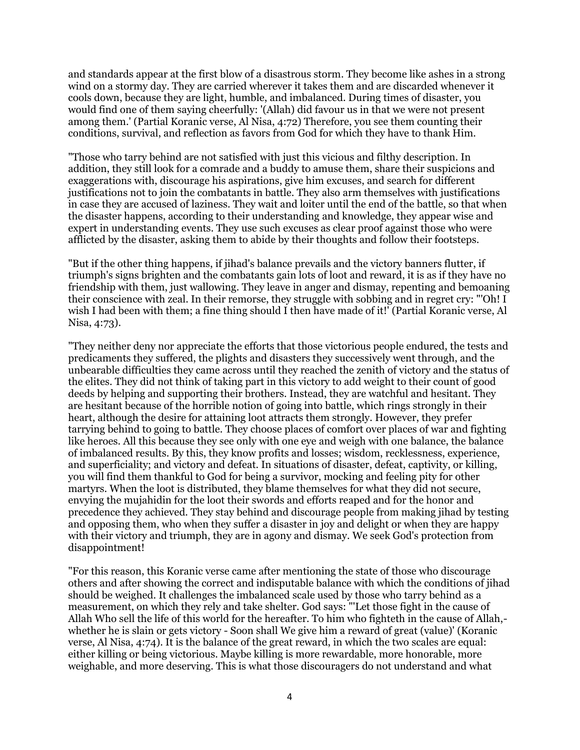and standards appear at the first blow of a disastrous storm. They become like ashes in a strong wind on a stormy day. They are carried wherever it takes them and are discarded whenever it cools down, because they are light, humble, and imbalanced. During times of disaster, you would find one of them saying cheerfully: '(Allah) did favour us in that we were not present among them.' (Partial Koranic verse, Al Nisa, 4:72) Therefore, you see them counting their conditions, survival, and reflection as favors from God for which they have to thank Him.

"Those who tarry behind are not satisfied with just this vicious and filthy description. In addition, they still look for a comrade and a buddy to amuse them, share their suspicions and exaggerations with, discourage his aspirations, give him excuses, and search for different justifications not to join the combatants in battle. They also arm themselves with justifications in case they are accused of laziness. They wait and loiter until the end of the battle, so that when the disaster happens, according to their understanding and knowledge, they appear wise and expert in understanding events. They use such excuses as clear proof against those who were afflicted by the disaster, asking them to abide by their thoughts and follow their footsteps.

"But if the other thing happens, if jihad's balance prevails and the victory banners flutter, if triumph's signs brighten and the combatants gain lots of loot and reward, it is as if they have no friendship with them, just wallowing. They leave in anger and dismay, repenting and bemoaning their conscience with zeal. In their remorse, they struggle with sobbing and in regret cry: "'Oh! I wish I had been with them; a fine thing should I then have made of it!' (Partial Koranic verse, Al Nisa, 4:73).

"They neither deny nor appreciate the efforts that those victorious people endured, the tests and predicaments they suffered, the plights and disasters they successively went through, and the unbearable difficulties they came across until they reached the zenith of victory and the status of the elites. They did not think of taking part in this victory to add weight to their count of good deeds by helping and supporting their brothers. Instead, they are watchful and hesitant. They are hesitant because of the horrible notion of going into battle, which rings strongly in their heart, although the desire for attaining loot attracts them strongly. However, they prefer tarrying behind to going to battle. They choose places of comfort over places of war and fighting like heroes. All this because they see only with one eye and weigh with one balance, the balance of imbalanced results. By this, they know profits and losses; wisdom, recklessness, experience, and superficiality; and victory and defeat. In situations of disaster, defeat, captivity, or killing, you will find them thankful to God for being a survivor, mocking and feeling pity for other martyrs. When the loot is distributed, they blame themselves for what they did not secure, envying the mujahidin for the loot their swords and efforts reaped and for the honor and precedence they achieved. They stay behind and discourage people from making jihad by testing and opposing them, who when they suffer a disaster in joy and delight or when they are happy with their victory and triumph, they are in agony and dismay. We seek God's protection from disappointment!

"For this reason, this Koranic verse came after mentioning the state of those who discourage others and after showing the correct and indisputable balance with which the conditions of jihad should be weighed. It challenges the imbalanced scale used by those who tarry behind as a measurement, on which they rely and take shelter. God says: "'Let those fight in the cause of Allah Who sell the life of this world for the hereafter. To him who fighteth in the cause of Allah,- whether he is slain or gets victory - Soon shall We give him a reward of great (value)' (Koranic verse, Al Nisa, 4:74). It is the balance of the great reward, in which the two scales are equal: either killing or being victorious. Maybe killing is more rewardable, more honorable, more weighable, and more deserving. This is what those discouragers do not understand and what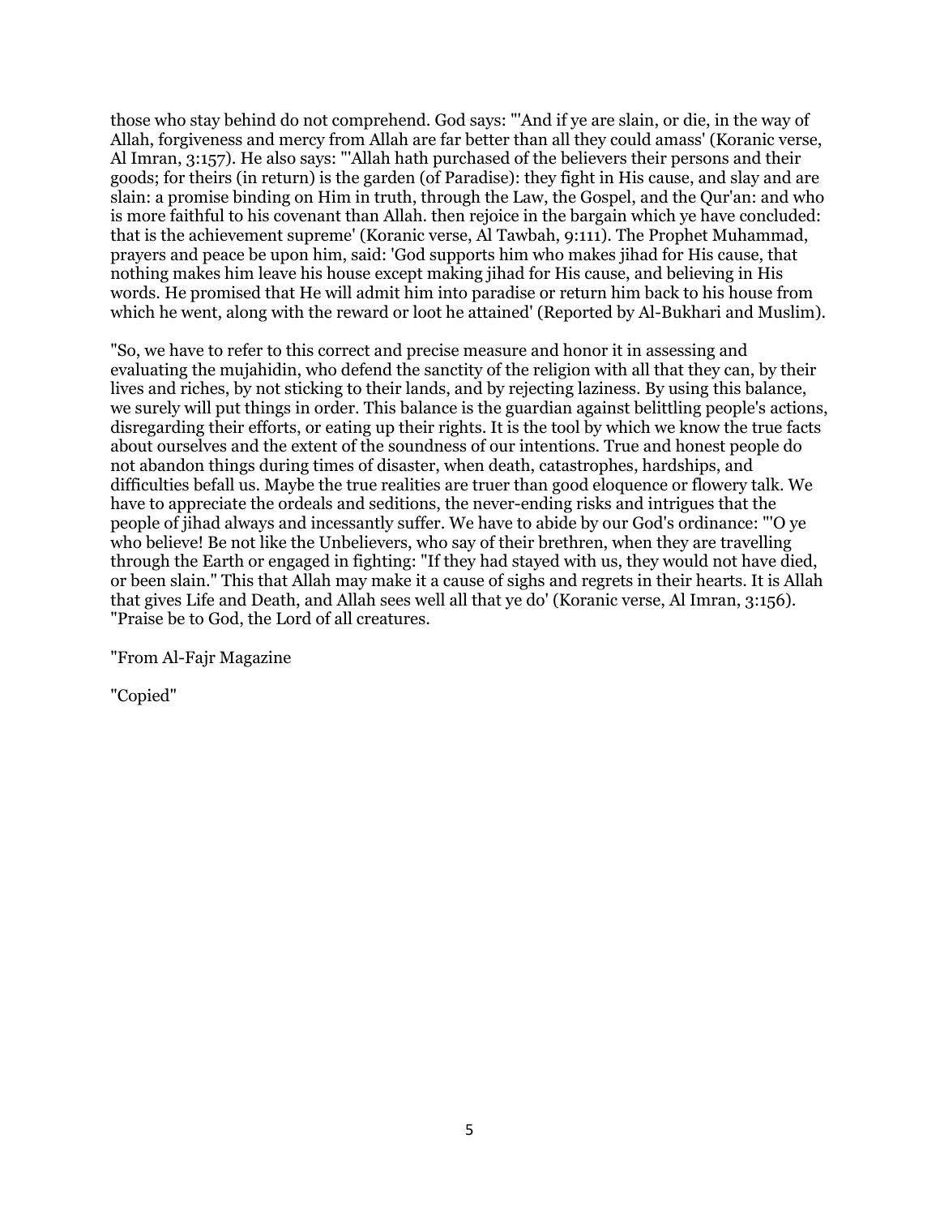those who stay behind do not comprehend. God says: "'And if ye are slain, or die, in the way of Allah, forgiveness and mercy from Allah are far better than all they could amass' (Koranic verse, Al Imran, 3:157). He also says: "'Allah hath purchased of the believers their persons and their goods; for theirs (in return) is the garden (of Paradise): they fight in His cause, and slay and are slain: a promise binding on Him in truth, through the Law, the Gospel, and the Qur'an: and who is more faithful to his covenant than Allah. then rejoice in the bargain which ye have concluded: that is the achievement supreme' (Koranic verse, Al Tawbah, 9:111). The Prophet Muhammad, prayers and peace be upon him, said: 'God supports him who makes jihad for His cause, that nothing makes him leave his house except making jihad for His cause, and believing in His words. He promised that He will admit him into paradise or return him back to his house from which he went, along with the reward or loot he attained' (Reported by Al-Bukhari and Muslim).

"So, we have to refer to this correct and precise measure and honor it in assessing and evaluating the mujahidin, who defend the sanctity of the religion with all that they can, by their lives and riches, by not sticking to their lands, and by rejecting laziness. By using this balance, we surely will put things in order. This balance is the guardian against belittling people's actions, disregarding their efforts, or eating up their rights. It is the tool by which we know the true facts about ourselves and the extent of the soundness of our intentions. True and honest people do not abandon things during times of disaster, when death, catastrophes, hardships, and difficulties befall us. Maybe the true realities are truer than good eloquence or flowery talk. We have to appreciate the ordeals and seditions, the never-ending risks and intrigues that the people of jihad always and incessantly suffer. We have to abide by our God's ordinance: "'O ye who believe! Be not like the Unbelievers, who say of their brethren, when they are travelling through the Earth or engaged in fighting: "If they had stayed with us, they would not have died, or been slain." This that Allah may make it a cause of sighs and regrets in their hearts. It is Allah that gives Life and Death, and Allah sees well all that ye do' (Koranic verse, Al Imran, 3:156). "Praise be to God, the Lord of all creatures.

"From Al-Fajr Magazine

"Copied"